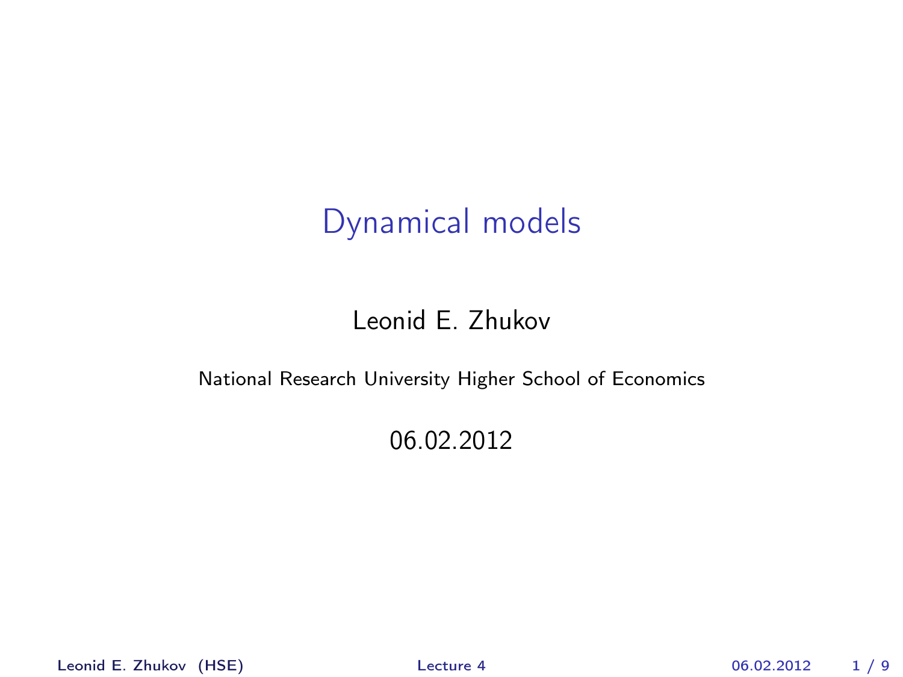# Dynamical models

Leonid E. Zhukov

National Research University Higher School of Economics

06.02.2012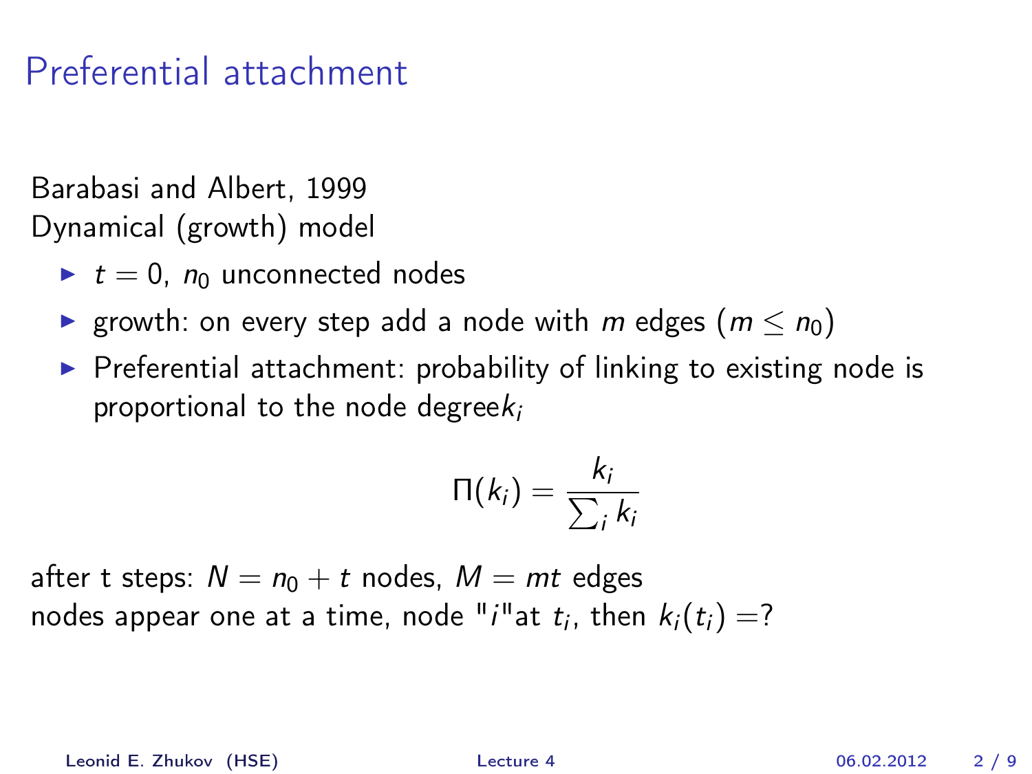# Preferential attachment

Barabasi and Albert, 1999
Dynamical (growth) model

- $t = 0$, $n_0$ unconnected nodes
- growth: on every step add a node with $m$ edges ($m \leq n_0$)
- Preferential attachment: probability of linking to existing node is proportional to the node degree$k_i$

$$\Pi(k_i) = \frac{k_i}{\sum_i k_i}$$

after t steps: $N = n_0 + t$ nodes, $M = mt$ edges
nodes appear one at a time, node "$i$"at $t_i$, then $k_i(t_i) =?$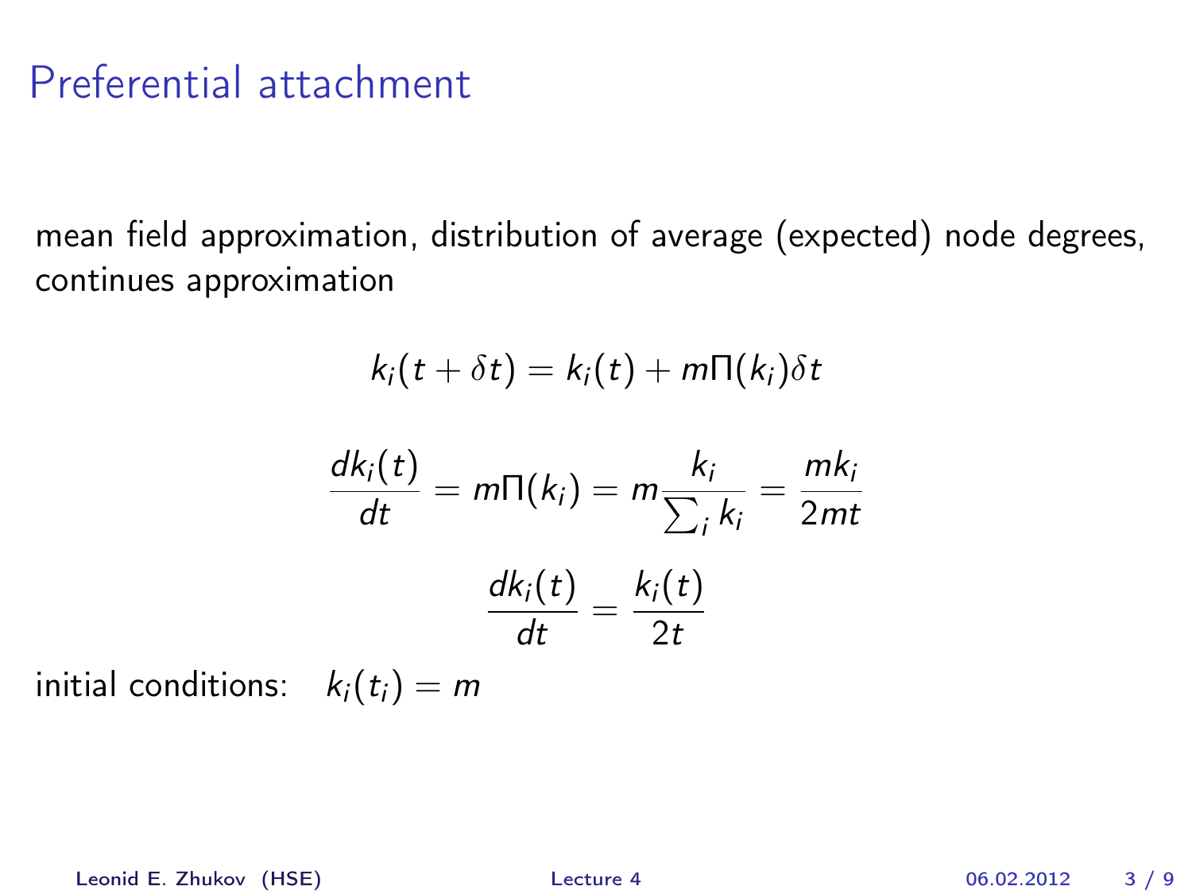# Preferential attachment

mean field approximation, distribution of average (expected) node degrees, continues approximation

$$k_i(t + \delta t) = k_i(t) + m\Pi(k_i)\delta t$$

$$\frac{dk_i(t)}{dt} = m\Pi(k_i) = m\frac{k_i}{\sum_i k_i} = \frac{mk_i}{2mt}$$

$$\frac{dk_i(t)}{dt} = \frac{k_i(t)}{2t}$$

initial conditions: $k_i(t_i) = m$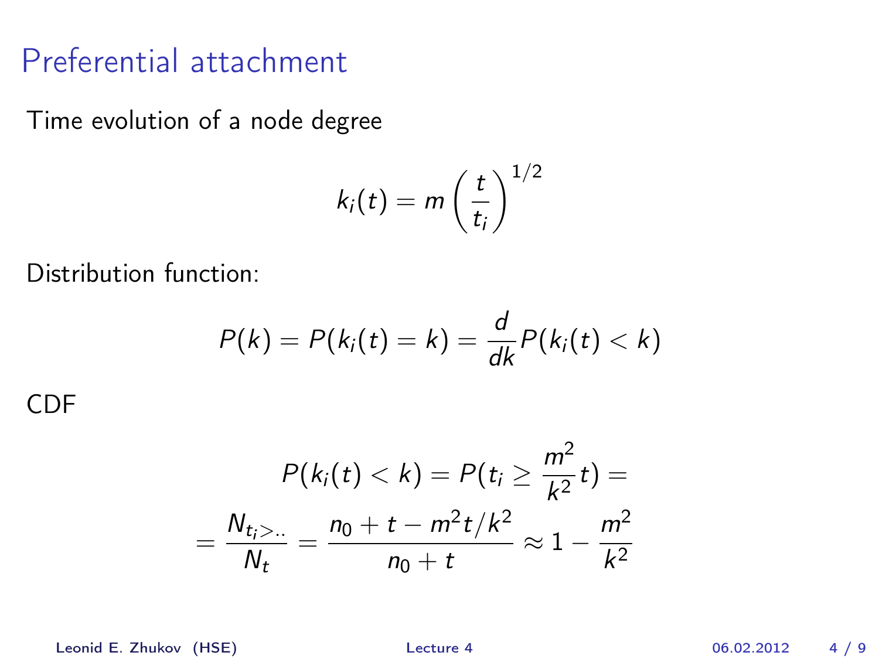# Preferential attachment

Time evolution of a node degree

$$k_i(t) = m \left( \frac{t}{t_i} \right)^{1/2}$$

Distribution function:

$$P(k) = P(k_i(t) = k) = \frac{d}{dk} P(k_i(t) < k)$$

CDF

$$P(k_i(t) < k) = P(t_i \geq \frac{m^2}{k^2} t) =$$

$$= \frac{N_{t_i > ..}}{N_t} = \frac{n_0 + t - m^2 t / k^2}{n_0 + t} \approx 1 - \frac{m^2}{k^2}$$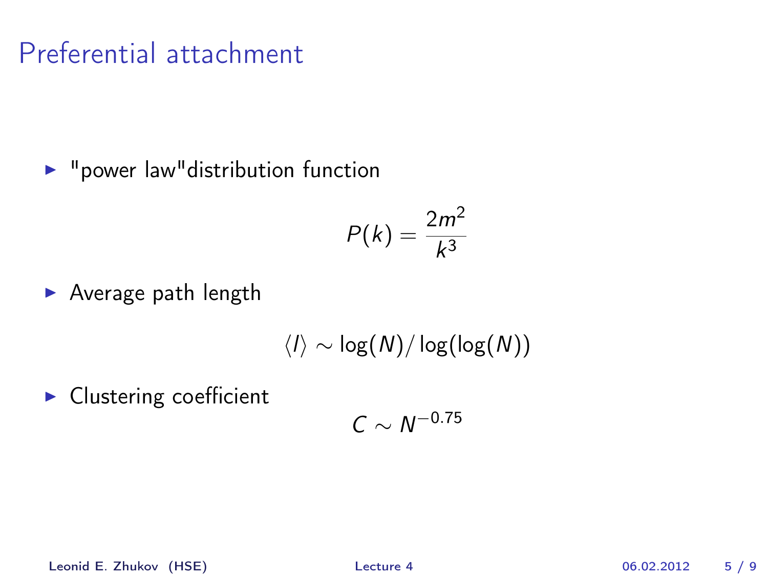# Preferential attachment

- "power law"distribution function

$$P(k) = \frac{2m^2}{k^3}$$

- Average path length

$$\langle l \rangle \sim \log(N)/\log(\log(N))$$

- Clustering coefficient

$$C \sim N^{-0.75}$$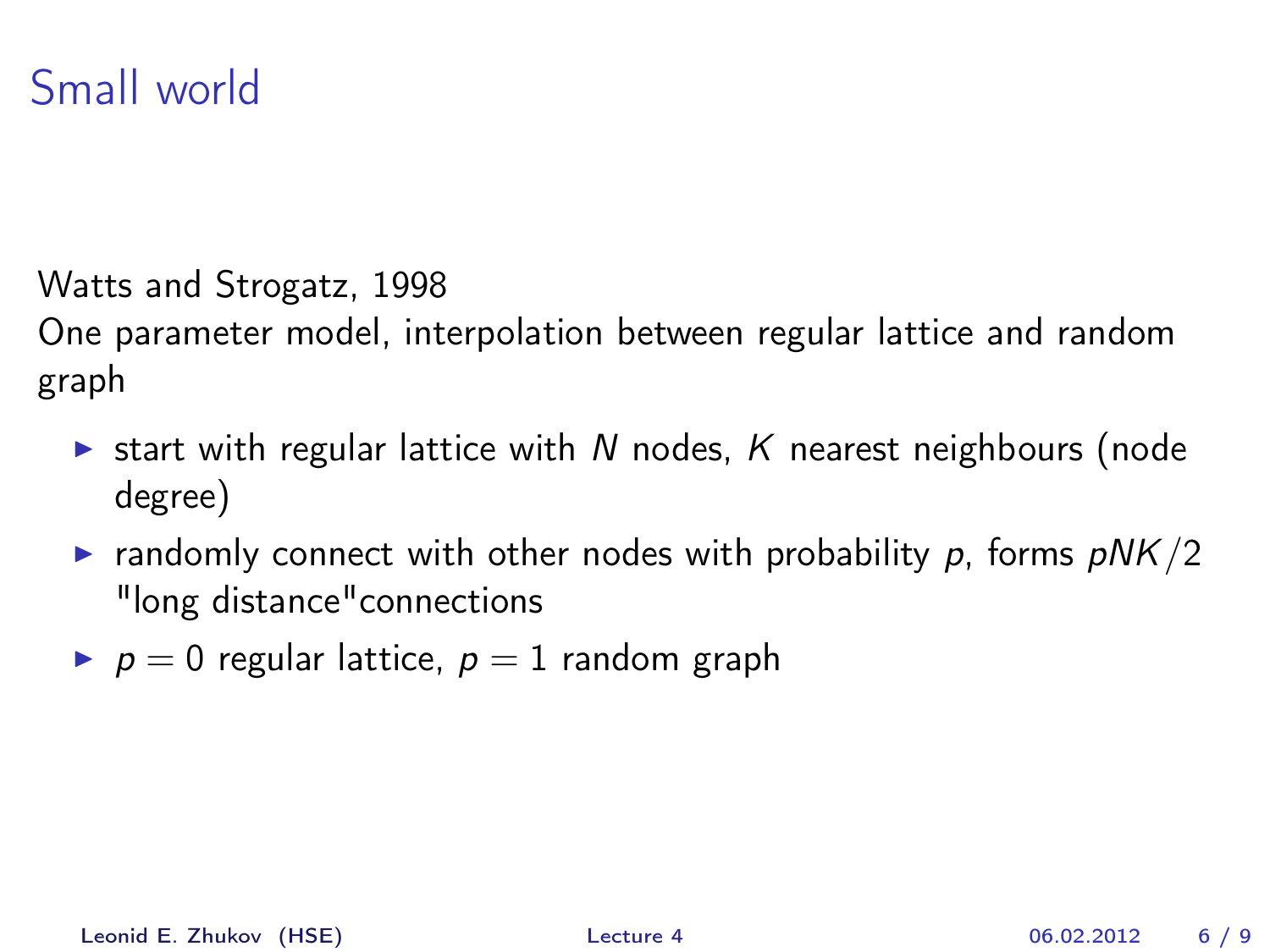# Small world

Watts and Strogatz, 1998
One parameter model, interpolation between regular lattice and random graph

- start with regular lattice with $N$ nodes, $K$ nearest neighbours (node degree)
- randomly connect with other nodes with probability $p$, forms $pNK/2$ "long distance"connections
- $p = 0$ regular lattice, $p = 1$ random graph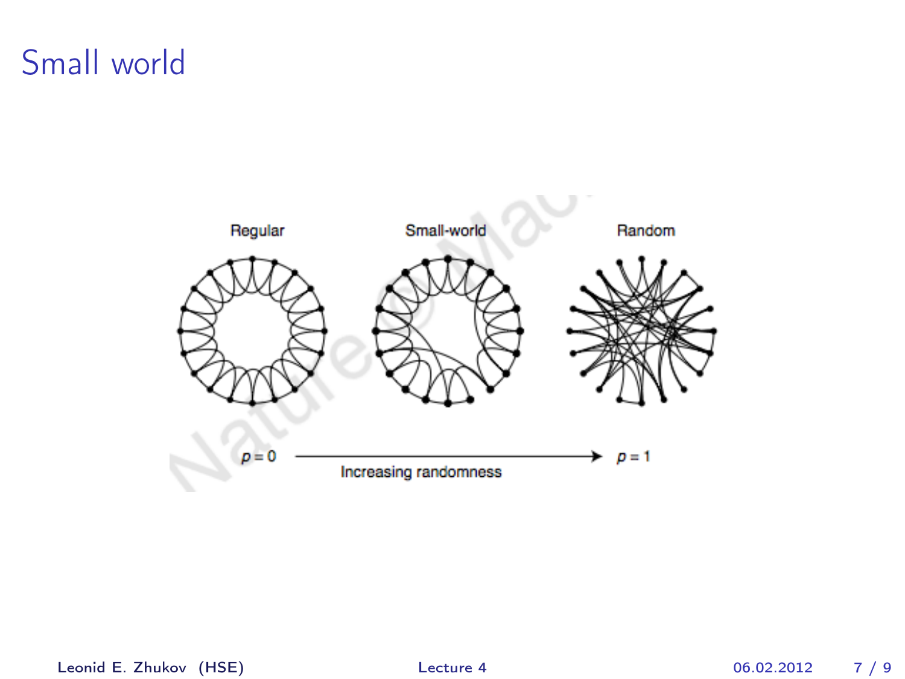# Small world

Regular Small-world Random

$p = 0$ Increasing randomness $p = 1$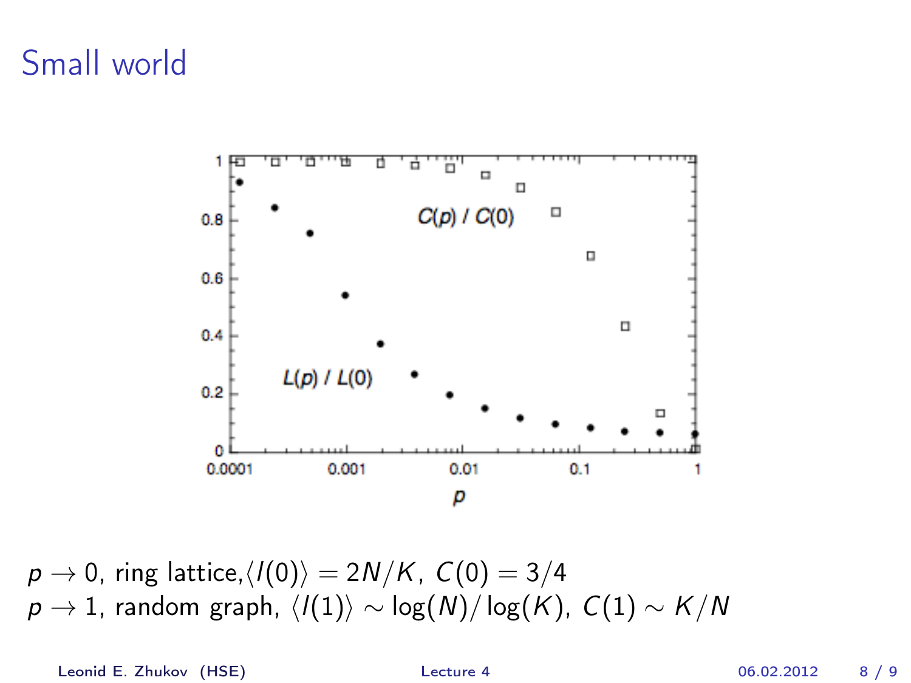# Small world

$p \to 0$, ring lattice, $\langle l(0) \rangle = 2N/K$, $C(0) = 3/4$
$p \to 1$, random graph, $\langle l(1) \rangle \sim \log(N)/\log(K)$, $C(1) \sim K/N$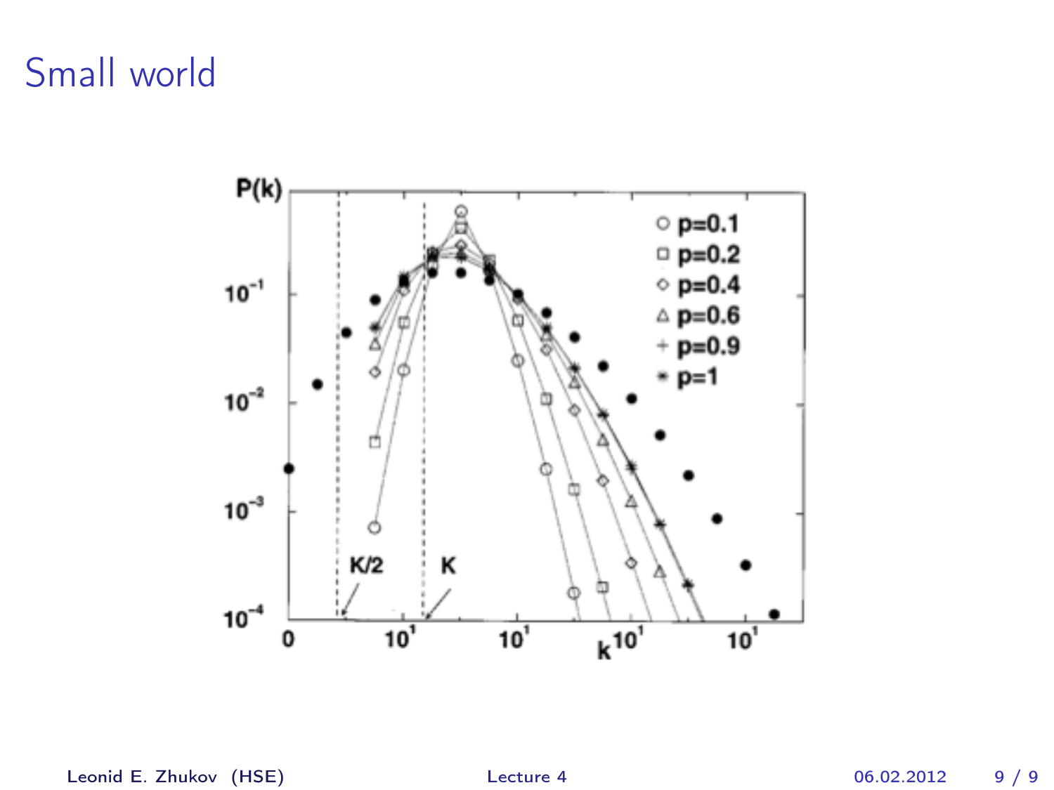# Small world

P(k)

$10^{-1}$

$10^{-2}$

$10^{-3}$

$10^{-4}$

0

$10^{1}$

$10^{1}$

k $10^{1}$

$10^{1}$

K/2

K

○ p=0.1

□ p=0.2

◇ p=0.4

△ p=0.6

+ p=0.9

\* p=1